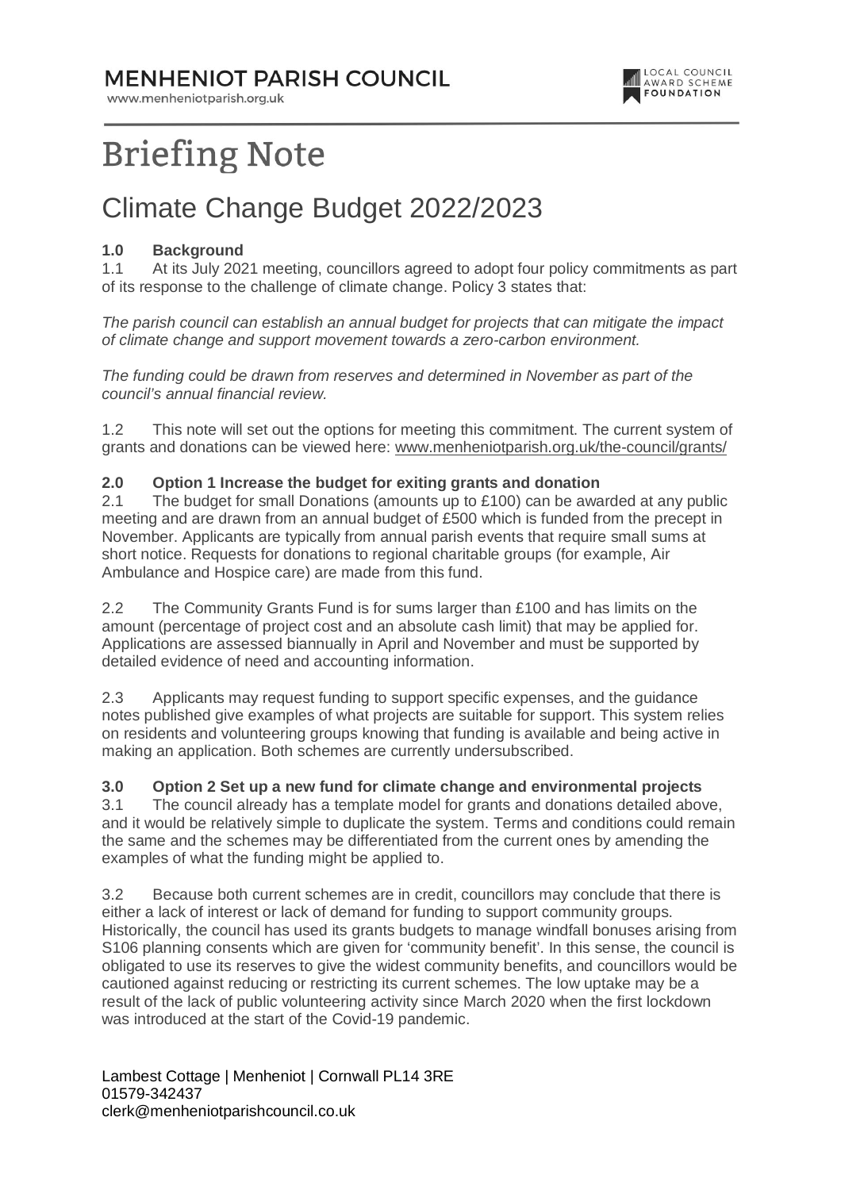# MENHENIOT PARISH COUNCIL

www.menheniotparish.org.uk

LOCAL COUNCIL AWARD SCHEME FOUNDATION

# Briefing Note

## Climate Change Budget 2022/2023

**1.0 Background**

1.1 At its July 2021 meeting, councillors agreed to adopt four policy commitments as part of its response to the challenge of climate change. Policy 3 states that:

*The parish council can establish an annual budget for projects that can mitigate the impact of climate change and support movement towards a zero-carbon environment.*

*The funding could be drawn from reserves and determined in November as part of the council's annual financial review.*

1.2 This note will set out the options for meeting this commitment. The current system of grants and donations can be viewed here: www.menheniotparish.org.uk/the-council/grants/

**2.0 Option 1 Increase the budget for exiting grants and donation**

2.1 The budget for small Donations (amounts up to £100) can be awarded at any public meeting and are drawn from an annual budget of £500 which is funded from the precept in November. Applicants are typically from annual parish events that require small sums at short notice. Requests for donations to regional charitable groups (for example, Air Ambulance and Hospice care) are made from this fund.

2.2 The Community Grants Fund is for sums larger than £100 and has limits on the amount (percentage of project cost and an absolute cash limit) that may be applied for. Applications are assessed biannually in April and November and must be supported by detailed evidence of need and accounting information.

2.3 Applicants may request funding to support specific expenses, and the guidance notes published give examples of what projects are suitable for support. This system relies on residents and volunteering groups knowing that funding is available and being active in making an application. Both schemes are currently undersubscribed.

**3.0 Option 2 Set up a new fund for climate change and environmental projects**

3.1 The council already has a template model for grants and donations detailed above, and it would be relatively simple to duplicate the system. Terms and conditions could remain the same and the schemes may be differentiated from the current ones by amending the examples of what the funding might be applied to.

3.2 Because both current schemes are in credit, councillors may conclude that there is either a lack of interest or lack of demand for funding to support community groups. Historically, the council has used its grants budgets to manage windfall bonuses arising from S106 planning consents which are given for 'community benefit'. In this sense, the council is obligated to use its reserves to give the widest community benefits, and councillors would be cautioned against reducing or restricting its current schemes. The low uptake may be a result of the lack of public volunteering activity since March 2020 when the first lockdown was introduced at the start of the Covid-19 pandemic.

Lambest Cottage | Menheniot | Cornwall PL14 3RE
01579-342437
clerk@menheniotparishcouncil.co.uk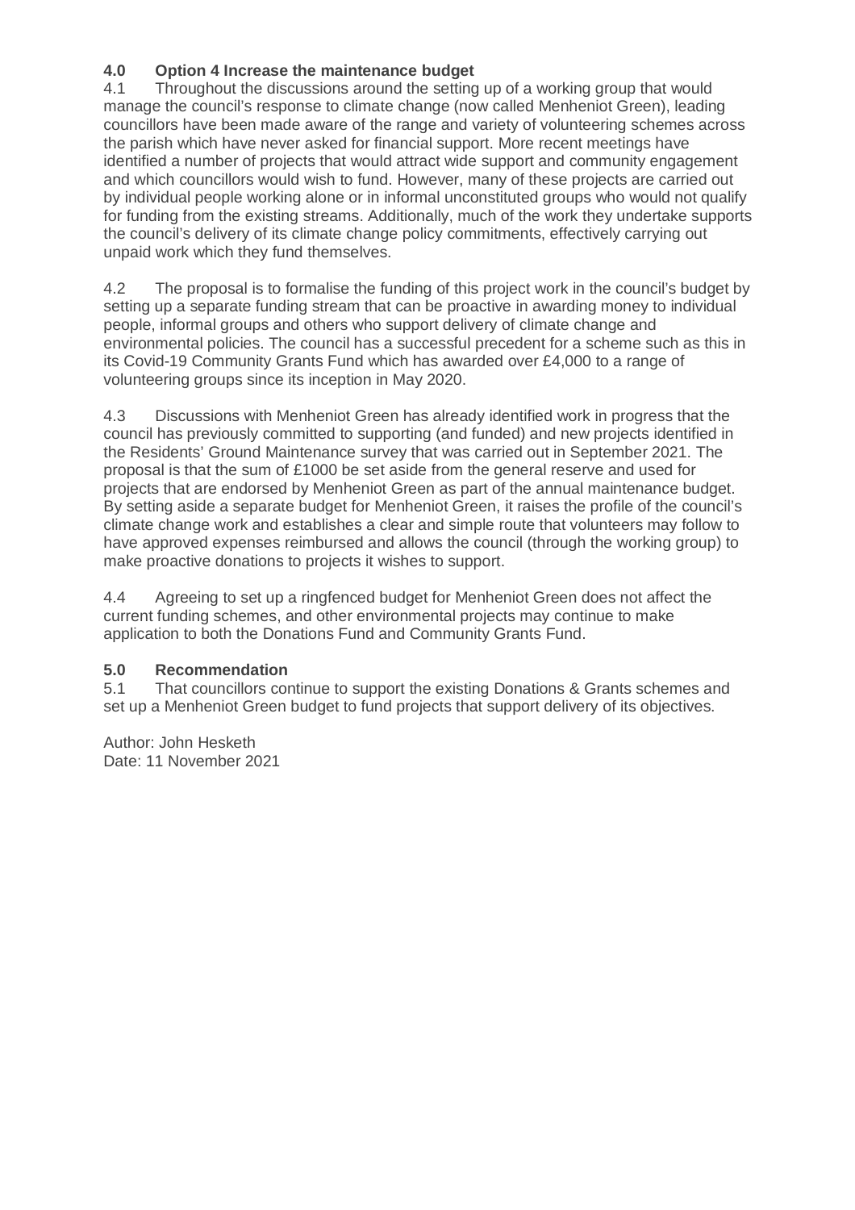## 4.0 Option 4 Increase the maintenance budget

4.1 Throughout the discussions around the setting up of a working group that would manage the council's response to climate change (now called Menheniot Green), leading councillors have been made aware of the range and variety of volunteering schemes across the parish which have never asked for financial support. More recent meetings have identified a number of projects that would attract wide support and community engagement and which councillors would wish to fund. However, many of these projects are carried out by individual people working alone or in informal unconstituted groups who would not qualify for funding from the existing streams. Additionally, much of the work they undertake supports the council's delivery of its climate change policy commitments, effectively carrying out unpaid work which they fund themselves.

4.2 The proposal is to formalise the funding of this project work in the council's budget by setting up a separate funding stream that can be proactive in awarding money to individual people, informal groups and others who support delivery of climate change and environmental policies. The council has a successful precedent for a scheme such as this in its Covid-19 Community Grants Fund which has awarded over £4,000 to a range of volunteering groups since its inception in May 2020.

4.3 Discussions with Menheniot Green has already identified work in progress that the council has previously committed to supporting (and funded) and new projects identified in the Residents' Ground Maintenance survey that was carried out in September 2021. The proposal is that the sum of £1000 be set aside from the general reserve and used for projects that are endorsed by Menheniot Green as part of the annual maintenance budget. By setting aside a separate budget for Menheniot Green, it raises the profile of the council's climate change work and establishes a clear and simple route that volunteers may follow to have approved expenses reimbursed and allows the council (through the working group) to make proactive donations to projects it wishes to support.

4.4 Agreeing to set up a ringfenced budget for Menheniot Green does not affect the current funding schemes, and other environmental projects may continue to make application to both the Donations Fund and Community Grants Fund.

## 5.0 Recommendation

5.1 That councillors continue to support the existing Donations & Grants schemes and set up a Menheniot Green budget to fund projects that support delivery of its objectives.

Author: John Hesketh
Date: 11 November 2021